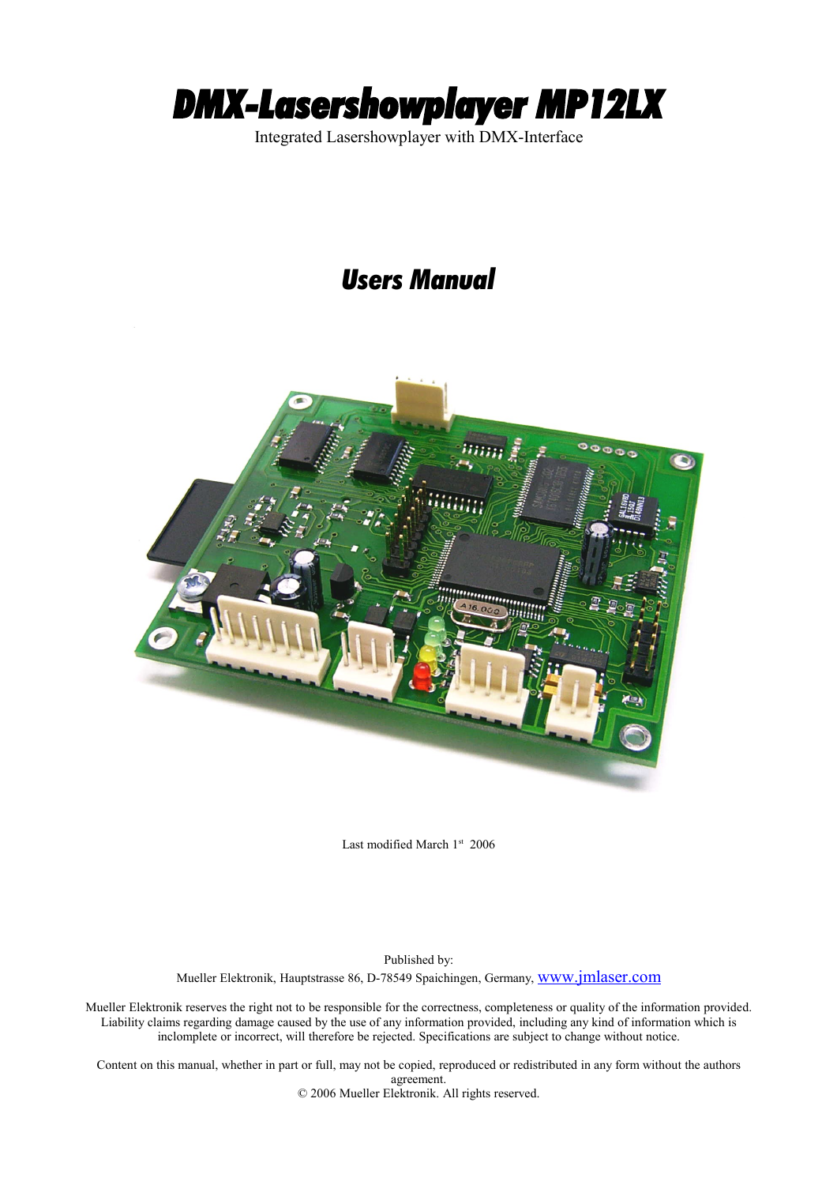# DMX-Lasershowplayer MP12LX

Integrated Lasershowplayer with DMX-Interface

## Users Manual

Last modified March 1[st] 2006

Published by:

Mueller Elektronik, Hauptstrasse 86, D-78549 Spaichingen, Germany, www.jmlaser.com

Mueller Elektronik reserves the right not to be responsible for the correctness, completeness or quality of the information provided. Liability claims regarding damage caused by the use of any information provided, including any kind of information which is inclomplete or incorrect, will therefore be rejected. Specifications are subject to change without notice.

Content on this manual, whether in part or full, may not be copied, reproduced or redistributed in any form without the authors agreement.

© 2006 Mueller Elektronik. All rights reserved.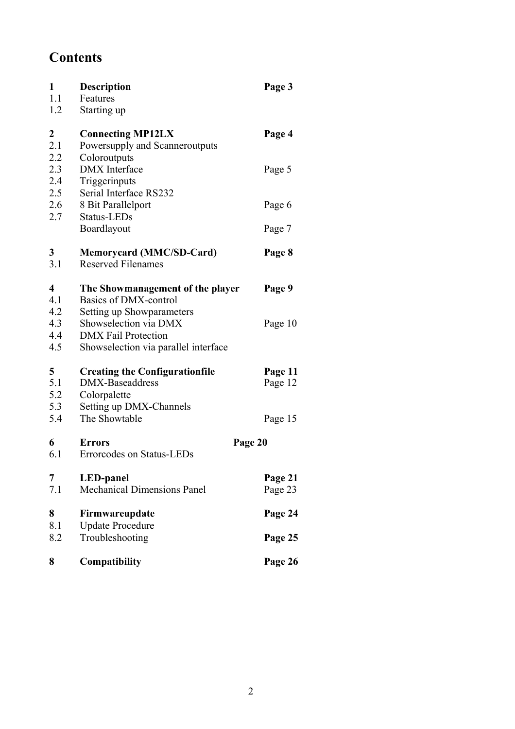# Contents

| | | |
|---|---|---|
| **1** | **Description** | **Page 3** |
| 1.1 | Features | |
| 1.2 | Starting up | |
| **2** | **Connecting MP12LX** | **Page 4** |
| 2.1 | Powersupply and Scanneroutputs | |
| 2.2 | Coloroutputs | |
| 2.3 | DMX Interface | Page 5 |
| 2.4 | Triggerinputs | |
| 2.5 | Serial Interface RS232 | |
| 2.6 | 8 Bit Parallelport | Page 6 |
| 2.7 | Status-LEDs | |
| | Boardlayout | Page 7 |
| **3** | **Memorycard (MMC/SD-Card)** | **Page 8** |
| 3.1 | Reserved Filenames | |
| **4** | **The Showmanagement of the player** | **Page 9** |
| 4.1 | Basics of DMX-control | |
| 4.2 | Setting up Showparameters | |
| 4.3 | Showselection via DMX | Page 10 |
| 4.4 | DMX Fail Protection | |
| 4.5 | Showselection via parallel interface | |
| **5** | **Creating the Configurationfile** | **Page 11** |
| 5.1 | DMX-Baseaddress | Page 12 |
| 5.2 | Colorpalette | |
| 5.3 | Setting up DMX-Channels | |
| 5.4 | The Showtable | Page 15 |
| **6** | **Errors** | **Page 20** |
| 6.1 | Errorcodes on Status-LEDs | |
| **7** | **LED-panel** | **Page 21** |
| 7.1 | Mechanical Dimensions Panel | Page 23 |
| **8** | **Firmwareupdate** | **Page 24** |
| 8.1 | Update Procedure | |
| 8.2 | Troubleshooting | **Page 25** |
| **8** | **Compatibility** | **Page 26** |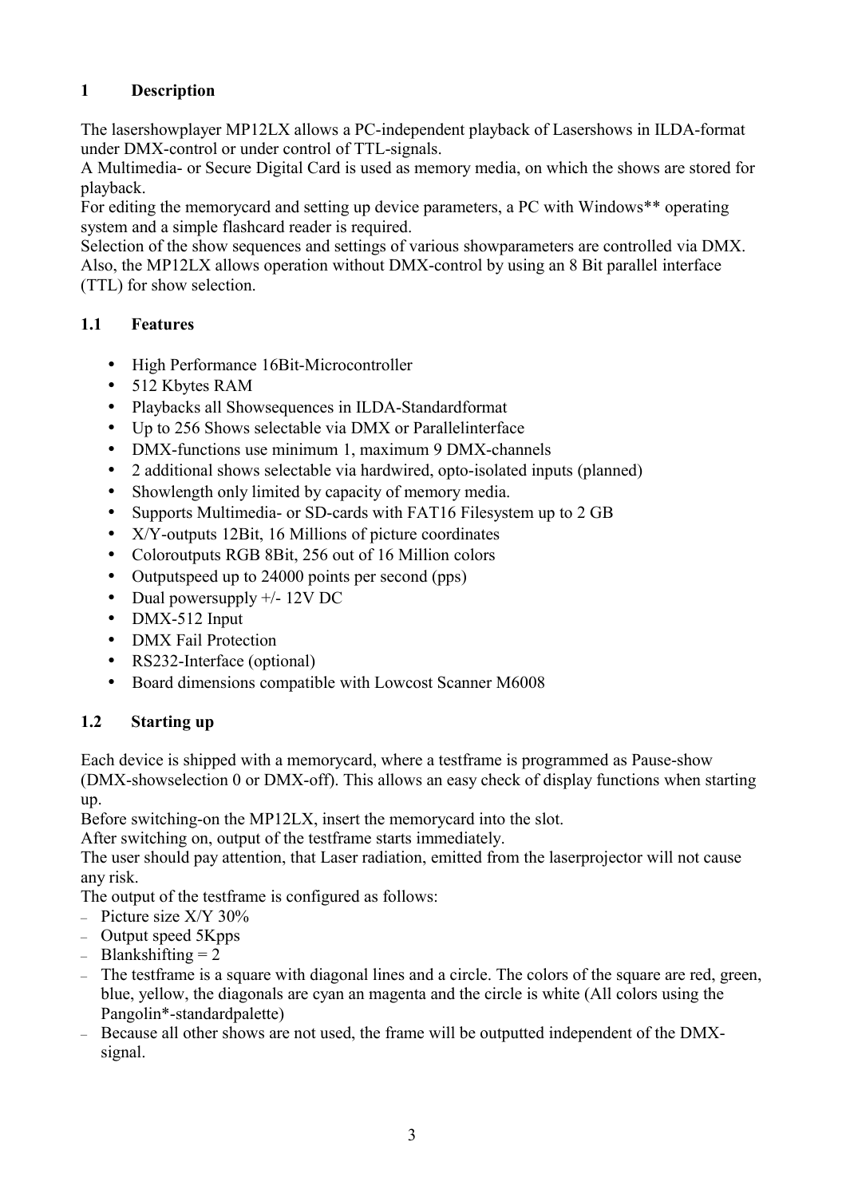# 1 Description

The lasershowplayer MP12LX allows a PC-independent playback of Lasershows in ILDA-format under DMX-control or under control of TTL-signals.
A Multimedia- or Secure Digital Card is used as memory media, on which the shows are stored for playback.
For editing the memorycard and setting up device parameters, a PC with Windows** operating system and a simple flashcard reader is required.
Selection of the show sequences and settings of various showparameters are controlled via DMX. Also, the MP12LX allows operation without DMX-control by using an 8 Bit parallel interface (TTL) for show selection.

## 1.1 Features

- High Performance 16Bit-Microcontroller
- 512 Kbytes RAM
- Playbacks all Showsequences in ILDA-Standardformat
- Up to 256 Shows selectable via DMX or Parallelinterface
- DMX-functions use minimum 1, maximum 9 DMX-channels
- 2 additional shows selectable via hardwired, opto-isolated inputs (planned)
- Showlength only limited by capacity of memory media.
- Supports Multimedia- or SD-cards with FAT16 Filesystem up to 2 GB
- X/Y-outputs 12Bit, 16 Millions of picture coordinates
- Coloroutputs RGB 8Bit, 256 out of 16 Million colors
- Outputspeed up to 24000 points per second (pps)
- Dual powersupply +/- 12V DC
- DMX-512 Input
- DMX Fail Protection
- RS232-Interface (optional)
- Board dimensions compatible with Lowcost Scanner M6008

## 1.2 Starting up

Each device is shipped with a memorycard, where a testframe is programmed as Pause-show (DMX-showselection 0 or DMX-off). This allows an easy check of display functions when starting up.
Before switching-on the MP12LX, insert the memorycard into the slot.
After switching on, output of the testframe starts immediately.
The user should pay attention, that Laser radiation, emitted from the laserprojector will not cause any risk.
The output of the testframe is configured as follows:

- Picture size X/Y 30%
- Output speed 5Kpps
- Blankshifting = 2
- The testframe is a square with diagonal lines and a circle. The colors of the square are red, green, blue, yellow, the diagonals are cyan an magenta and the circle is white (All colors using the Pangolin*-standardpalette)
- Because all other shows are not used, the frame will be outputted independent of the DMX-signal.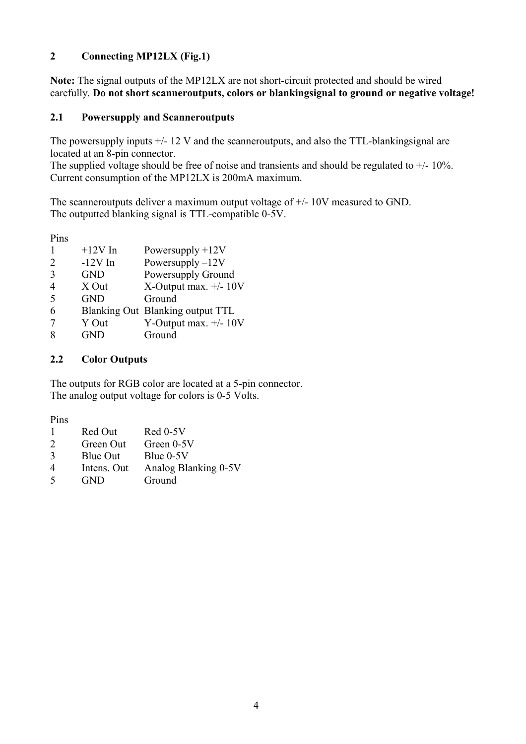## 2 Connecting MP12LX (Fig.1)

**Note:** The signal outputs of the MP12LX are not short-circuit protected and should be wired carefully. **Do not short scanneroutputs, colors or blankingsignal to ground or negative voltage!**

### 2.1 Powersupply and Scanneroutputs

The powersupply inputs +/- 12 V and the scanneroutputs, and also the TTL-blankingsignal are located at an 8-pin connector.
The supplied voltage should be free of noise and transients and should be regulated to +/- 10%.
Current consumption of the MP12LX is 200mA maximum.

The scanneroutputs deliver a maximum output voltage of +/- 10V measured to GND.
The outputted blanking signal is TTL-compatible 0-5V.

| Pins | | |
|---|---|---|
| 1 | +12V In | Powersupply +12V |
| 2 | -12V In | Powersupply –12V |
| 3 | GND | Powersupply Ground |
| 4 | X Out | X-Output max. +/- 10V |
| 5 | GND | Ground |
| 6 | Blanking Out | Blanking output TTL |
| 7 | Y Out | Y-Output max. +/- 10V |
| 8 | GND | Ground |

### 2.2 Color Outputs

The outputs for RGB color are located at a 5-pin connector.
The analog output voltage for colors is 0-5 Volts.

| Pins | | |
|---|---|---|
| 1 | Red Out | Red 0-5V |
| 2 | Green Out | Green 0-5V |
| 3 | Blue Out | Blue 0-5V |
| 4 | Intens. Out | Analog Blanking 0-5V |
| 5 | GND | Ground |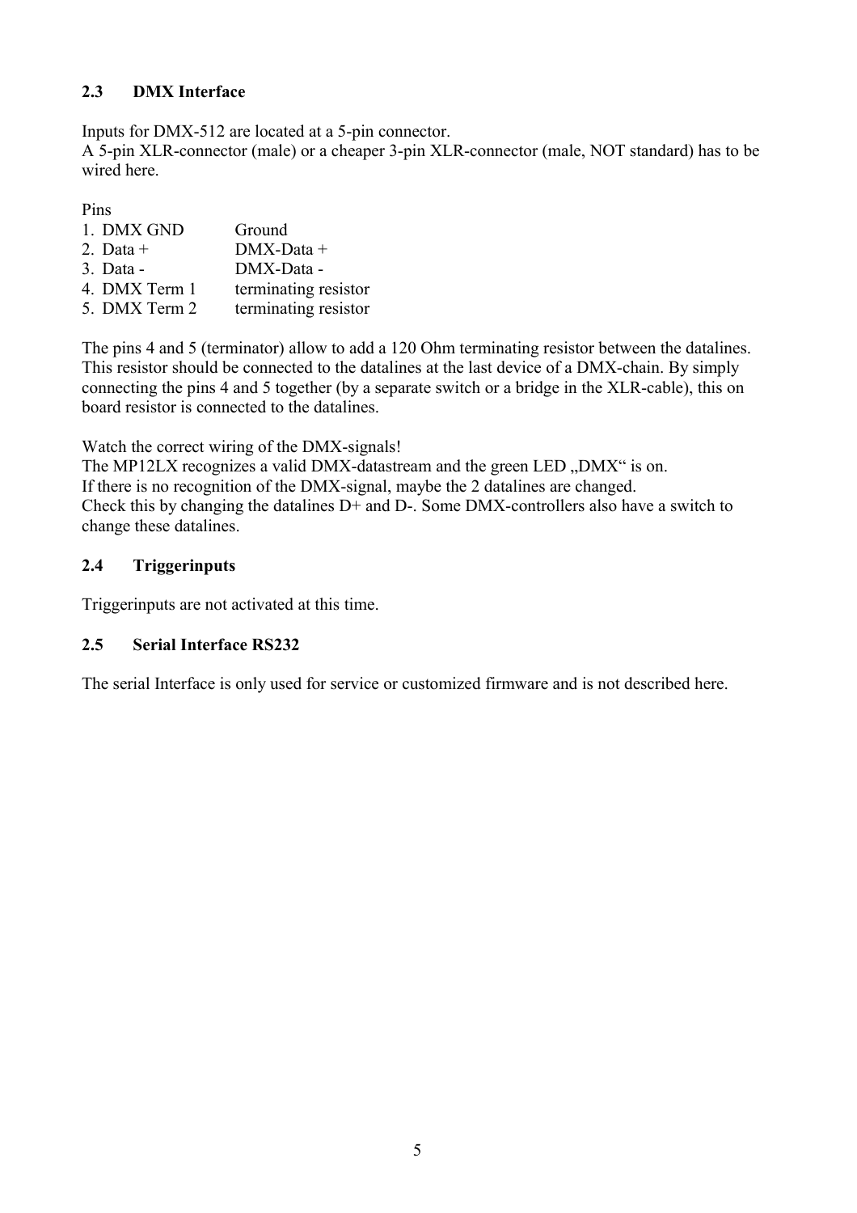### 2.3 DMX Interface

Inputs for DMX-512 are located at a 5-pin connector.
A 5-pin XLR-connector (male) or a cheaper 3-pin XLR-connector (male, NOT standard) has to be wired here.

Pins

| | |
|---|---|
| 1. DMX GND | Ground |
| 2. Data + | DMX-Data + |
| 3. Data - | DMX-Data - |
| 4. DMX Term 1 | terminating resistor |
| 5. DMX Term 2 | terminating resistor |

The pins 4 and 5 (terminator) allow to add a 120 Ohm terminating resistor between the datalines. This resistor should be connected to the datalines at the last device of a DMX-chain. By simply connecting the pins 4 and 5 together (by a separate switch or a bridge in the XLR-cable), this on board resistor is connected to the datalines.

Watch the correct wiring of the DMX-signals!
The MP12LX recognizes a valid DMX-datastream and the green LED „DMX“ is on.
If there is no recognition of the DMX-signal, maybe the 2 datalines are changed.
Check this by changing the datalines D+ and D-. Some DMX-controllers also have a switch to change these datalines.

### 2.4 Triggerinputs

Triggerinputs are not activated at this time.

### 2.5 Serial Interface RS232

The serial Interface is only used for service or customized firmware and is not described here.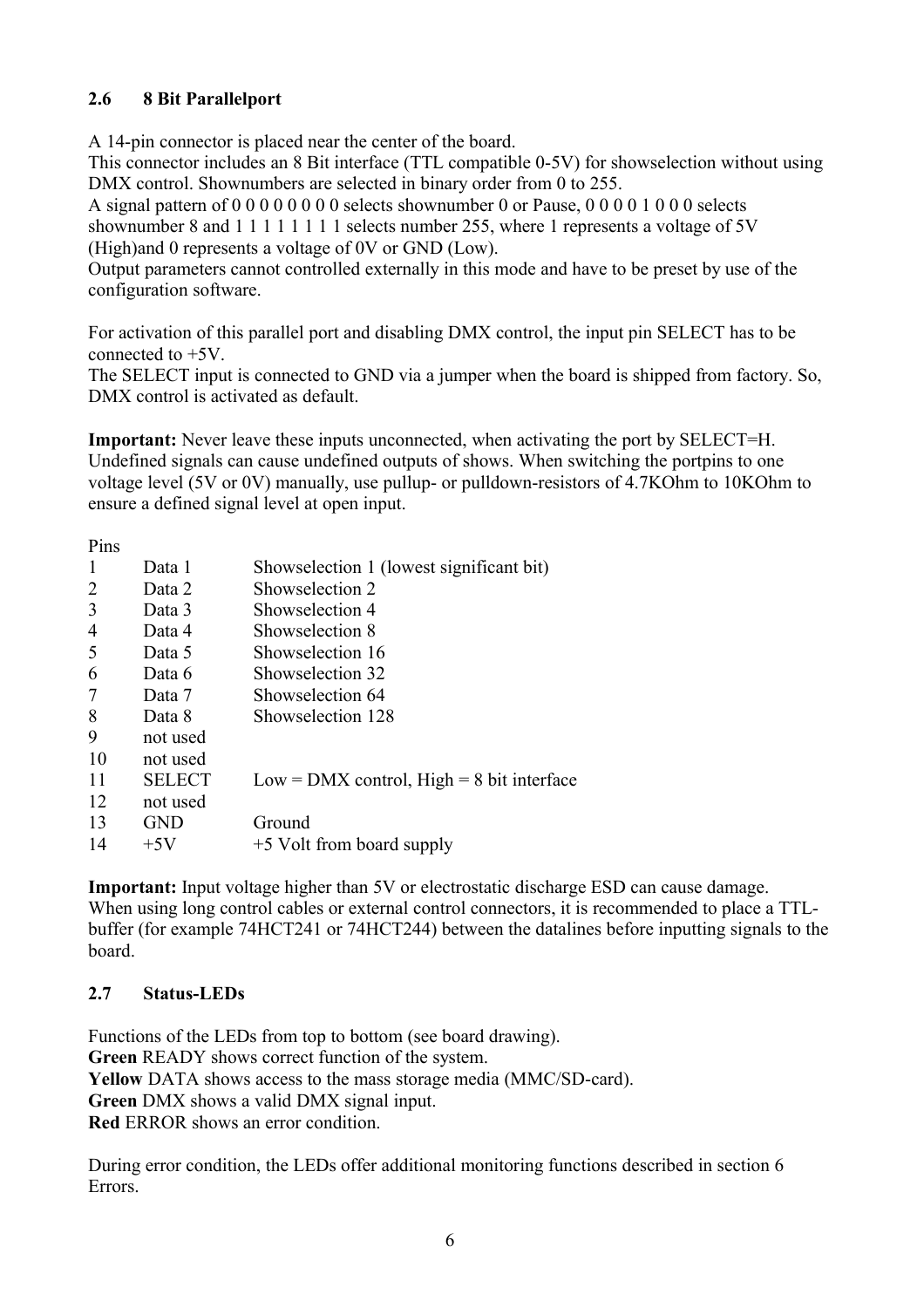### 2.6 8 Bit Parallelport

A 14-pin connector is placed near the center of the board.
This connector includes an 8 Bit interface (TTL compatible 0-5V) for showselection without using DMX control. Shownumbers are selected in binary order from 0 to 255.
A signal pattern of 0 0 0 0 0 0 0 0 selects shownumber 0 or Pause, 0 0 0 0 1 0 0 0 selects shownumber 8 and 1 1 1 1 1 1 1 1 selects number 255, where 1 represents a voltage of 5V (High)and 0 represents a voltage of 0V or GND (Low).
Output parameters cannot controlled externally in this mode and have to be preset by use of the configuration software.

For activation of this parallel port and disabling DMX control, the input pin SELECT has to be connected to +5V.
The SELECT input is connected to GND via a jumper when the board is shipped from factory. So, DMX control is activated as default.

**Important:** Never leave these inputs unconnected, when activating the port by SELECT=H. Undefined signals can cause undefined outputs of shows. When switching the portpins to one voltage level (5V or 0V) manually, use pullup- or pulldown-resistors of 4.7KOhm to 10KOhm to ensure a defined signal level at open input.

Pins

| | | |
|---|---|---|
| 1 | Data 1 | Showselection 1 (lowest significant bit) |
| 2 | Data 2 | Showselection 2 |
| 3 | Data 3 | Showselection 4 |
| 4 | Data 4 | Showselection 8 |
| 5 | Data 5 | Showselection 16 |
| 6 | Data 6 | Showselection 32 |
| 7 | Data 7 | Showselection 64 |
| 8 | Data 8 | Showselection 128 |
| 9 | not used | |
| 10 | not used | |
| 11 | SELECT | Low = DMX control, High = 8 bit interface |
| 12 | not used | |
| 13 | GND | Ground |
| 14 | +5V | +5 Volt from board supply |

**Important:** Input voltage higher than 5V or electrostatic discharge ESD can cause damage. When using long control cables or external control connectors, it is recommended to place a TTL-buffer (for example 74HCT241 or 74HCT244) between the datalines before inputting signals to the board.

### 2.7 Status-LEDs

Functions of the LEDs from top to bottom (see board drawing).
**Green** READY shows correct function of the system.
**Yellow** DATA shows access to the mass storage media (MMC/SD-card).
**Green** DMX shows a valid DMX signal input.
**Red** ERROR shows an error condition.

During error condition, the LEDs offer additional monitoring functions described in section 6 Errors.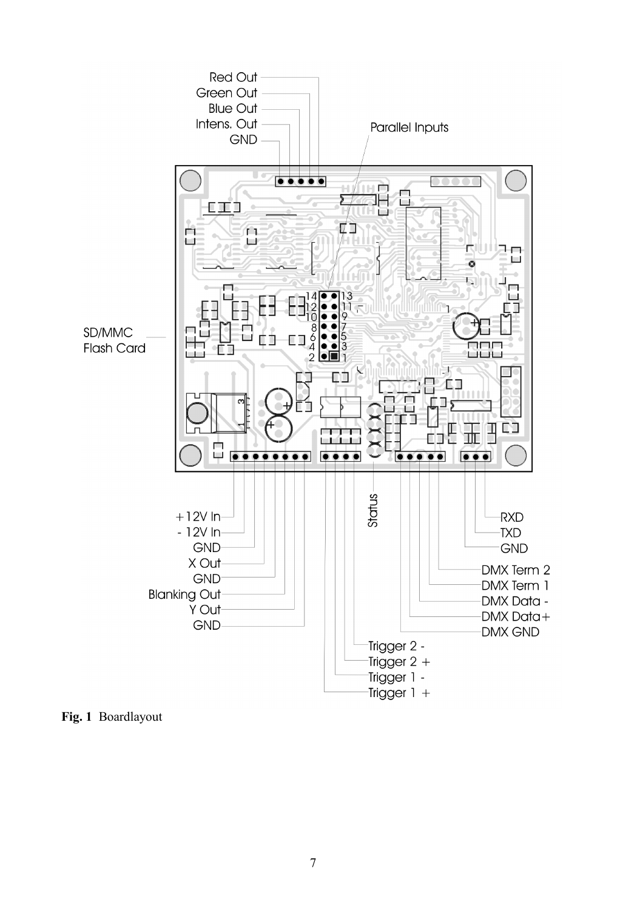Red Out
Green Out
Blue Out
Intens. Out
GND

Parallel Inputs

SD/MMC
Flash Card

+12V In
- 12V In
GND
X Out
GND
Blanking Out
Y Out
GND

Status

Trigger 2 -
Trigger 2 +
Trigger 1 -
Trigger 1 +

RXD
TXD
GND

DMX Term 2
DMX Term 1
DMX Data -
DMX Data+
DMX GND

**Fig. 1** Boardlayout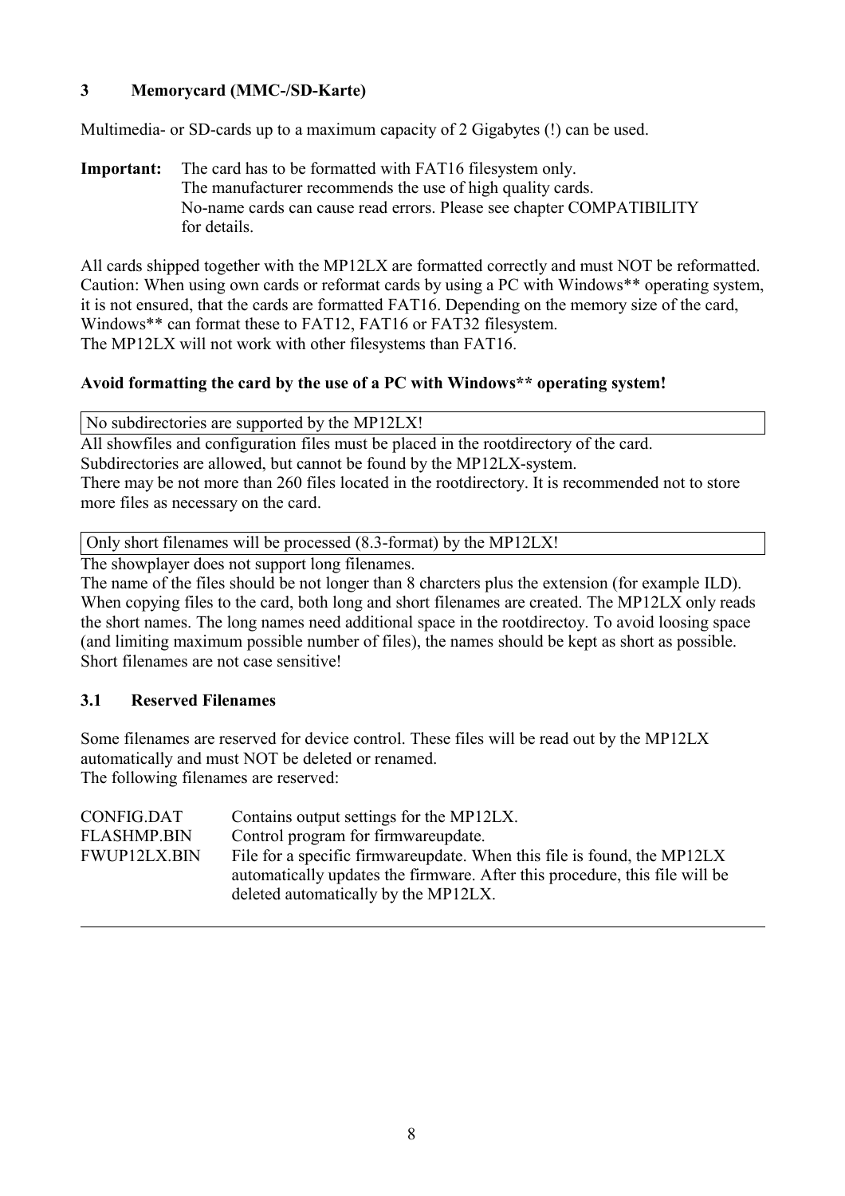## 3 Memorycard (MMC-/SD-Karte)

Multimedia- or SD-cards up to a maximum capacity of 2 Gigabytes (!) can be used.

**Important:** The card has to be formatted with FAT16 filesystem only.
The manufacturer recommends the use of high quality cards.
No-name cards can cause read errors. Please see chapter COMPATIBILITY for details.

All cards shipped together with the MP12LX are formatted correctly and must NOT be reformatted.
Caution: When using own cards or reformat cards by using a PC with Windows** operating system, it is not ensured, that the cards are formatted FAT16. Depending on the memory size of the card, Windows** can format these to FAT12, FAT16 or FAT32 filesystem.
The MP12LX will not work with other filesystems than FAT16.

**Avoid formatting the card by the use of a PC with Windows** operating system!**

| No subdirectories are supported by the MP12LX! |
|---|

All showfiles and configuration files must be placed in the rootdirectory of the card.
Subdirectories are allowed, but cannot be found by the MP12LX-system.
There may be not more than 260 files located in the rootdirectory. It is recommended not to store more files as necessary on the card.

| Only short filenames will be processed (8.3-format) by the MP12LX! |
|---|

The showplayer does not support long filenames.
The name of the files should be not longer than 8 charcters plus the extension (for example ILD).
When copying files to the card, both long and short filenames are created. The MP12LX only reads the short names. The long names need additional space in the rootdirectoy. To avoid loosing space (and limiting maximum possible number of files), the names should be kept as short as possible.
Short filenames are not case sensitive!

### 3.1 Reserved Filenames

Some filenames are reserved for device control. These files will be read out by the MP12LX automatically and must NOT be deleted or renamed.
The following filenames are reserved:

| | |
|---|---|
| CONFIG.DAT | Contains output settings for the MP12LX. |
| FLASHMP.BIN | Control program for firmwareupdate. |
| FWUP12LX.BIN | File for a specific firmwareupdate. When this file is found, the MP12LX automatically updates the firmware. After this procedure, this file will be deleted automatically by the MP12LX. |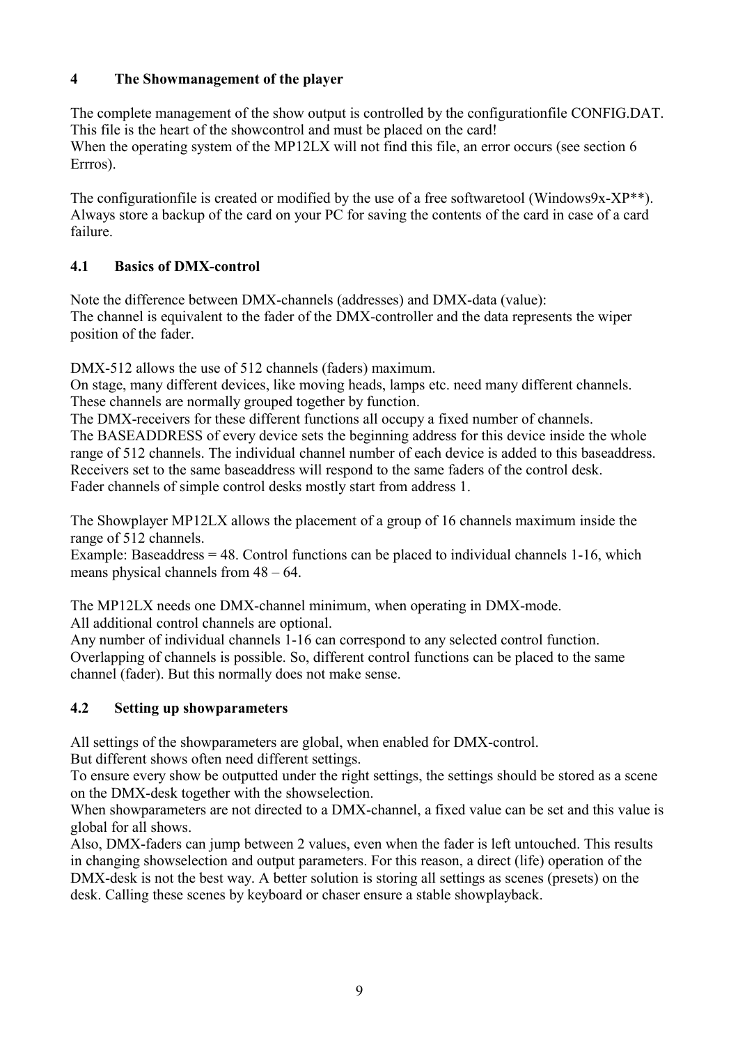## 4 The Showmanagement of the player

The complete management of the show output is controlled by the configurationfile CONFIG.DAT. This file is the heart of the showcontrol and must be placed on the card!
When the operating system of the MP12LX will not find this file, an error occurs (see section 6 Errros).

The configurationfile is created or modified by the use of a free softwaretool (Windows9x-XP**). Always store a backup of the card on your PC for saving the contents of the card in case of a card failure.

### 4.1 Basics of DMX-control

Note the difference between DMX-channels (addresses) and DMX-data (value):
The channel is equivalent to the fader of the DMX-controller and the data represents the wiper position of the fader.

DMX-512 allows the use of 512 channels (faders) maximum.
On stage, many different devices, like moving heads, lamps etc. need many different channels. These channels are normally grouped together by function.
The DMX-receivers for these different functions all occupy a fixed number of channels.
The BASEADDRESS of every device sets the beginning address for this device inside the whole range of 512 channels. The individual channel number of each device is added to this baseaddress. Receivers set to the same baseaddress will respond to the same faders of the control desk.
Fader channels of simple control desks mostly start from address 1.

The Showplayer MP12LX allows the placement of a group of 16 channels maximum inside the range of 512 channels.
Example: Baseaddress = 48. Control functions can be placed to individual channels 1-16, which means physical channels from 48 – 64.

The MP12LX needs one DMX-channel minimum, when operating in DMX-mode.
All additional control channels are optional.
Any number of individual channels 1-16 can correspond to any selected control function.
Overlapping of channels is possible. So, different control functions can be placed to the same channel (fader). But this normally does not make sense.

### 4.2 Setting up showparameters

All settings of the showparameters are global, when enabled for DMX-control.
But different shows often need different settings.
To ensure every show be outputted under the right settings, the settings should be stored as a scene on the DMX-desk together with the showselection.
When showparameters are not directed to a DMX-channel, a fixed value can be set and this value is global for all shows.
Also, DMX-faders can jump between 2 values, even when the fader is left untouched. This results in changing showselection and output parameters. For this reason, a direct (life) operation of the DMX-desk is not the best way. A better solution is storing all settings as scenes (presets) on the desk. Calling these scenes by keyboard or chaser ensure a stable showplayback.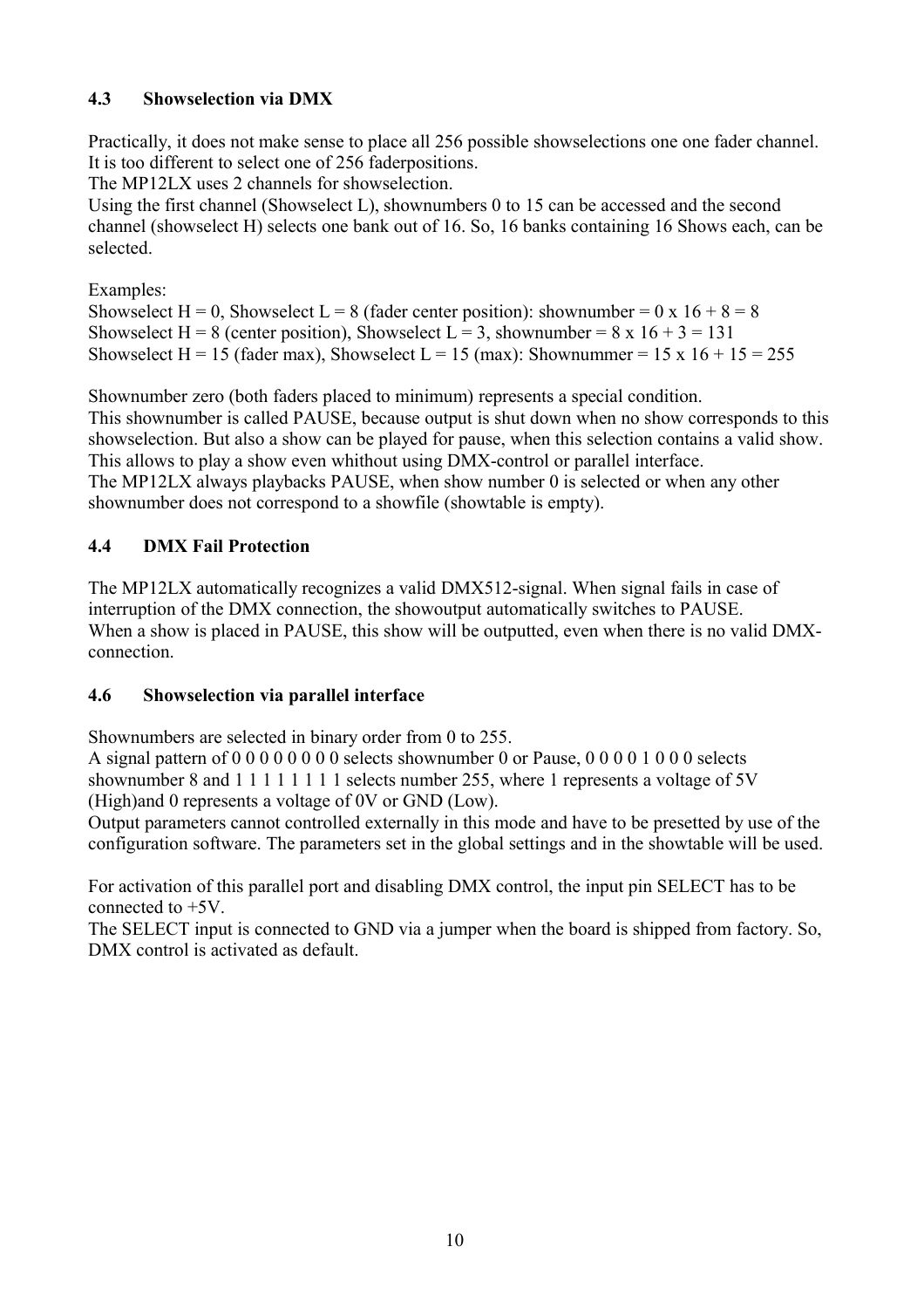### 4.3 Showselection via DMX

Practically, it does not make sense to place all 256 possible showselections one one fader channel. It is too different to select one of 256 faderpositions.
The MP12LX uses 2 channels for showselection.
Using the first channel (Showselect L), shownumbers 0 to 15 can be accessed and the second channel (showselect H) selects one bank out of 16. So, 16 banks containing 16 Shows each, can be selected.

Examples:
Showselect H = 0, Showselect L = 8 (fader center position): shownumber = 0 x 16 + 8 = 8
Showselect H = 8 (center position), Showselect L = 3, shownumber = 8 x 16 + 3 = 131
Showselect H = 15 (fader max), Showselect L = 15 (max): Shownummer = 15 x 16 + 15 = 255

Shownumber zero (both faders placed to minimum) represents a special condition.
This shownumber is called PAUSE, because output is shut down when no show corresponds to this showselection. But also a show can be played for pause, when this selection contains a valid show. This allows to play a show even whithout using DMX-control or parallel interface.
The MP12LX always playbacks PAUSE, when show number 0 is selected or when any other shownumber does not correspond to a showfile (showtable is empty).

### 4.4 DMX Fail Protection

The MP12LX automatically recognizes a valid DMX512-signal. When signal fails in case of interruption of the DMX connection, the showoutput automatically switches to PAUSE.
When a show is placed in PAUSE, this show will be outputted, even when there is no valid DMX-connection.

### 4.6 Showselection via parallel interface

Shownumbers are selected in binary order from 0 to 255.
A signal pattern of 0 0 0 0 0 0 0 0 selects shownumber 0 or Pause, 0 0 0 0 1 0 0 0 selects shownumber 8 and 1 1 1 1 1 1 1 1 selects number 255, where 1 represents a voltage of 5V (High)and 0 represents a voltage of 0V or GND (Low).
Output parameters cannot controlled externally in this mode and have to be presetted by use of the configuration software. The parameters set in the global settings and in the showtable will be used.

For activation of this parallel port and disabling DMX control, the input pin SELECT has to be connected to +5V.
The SELECT input is connected to GND via a jumper when the board is shipped from factory. So, DMX control is activated as default.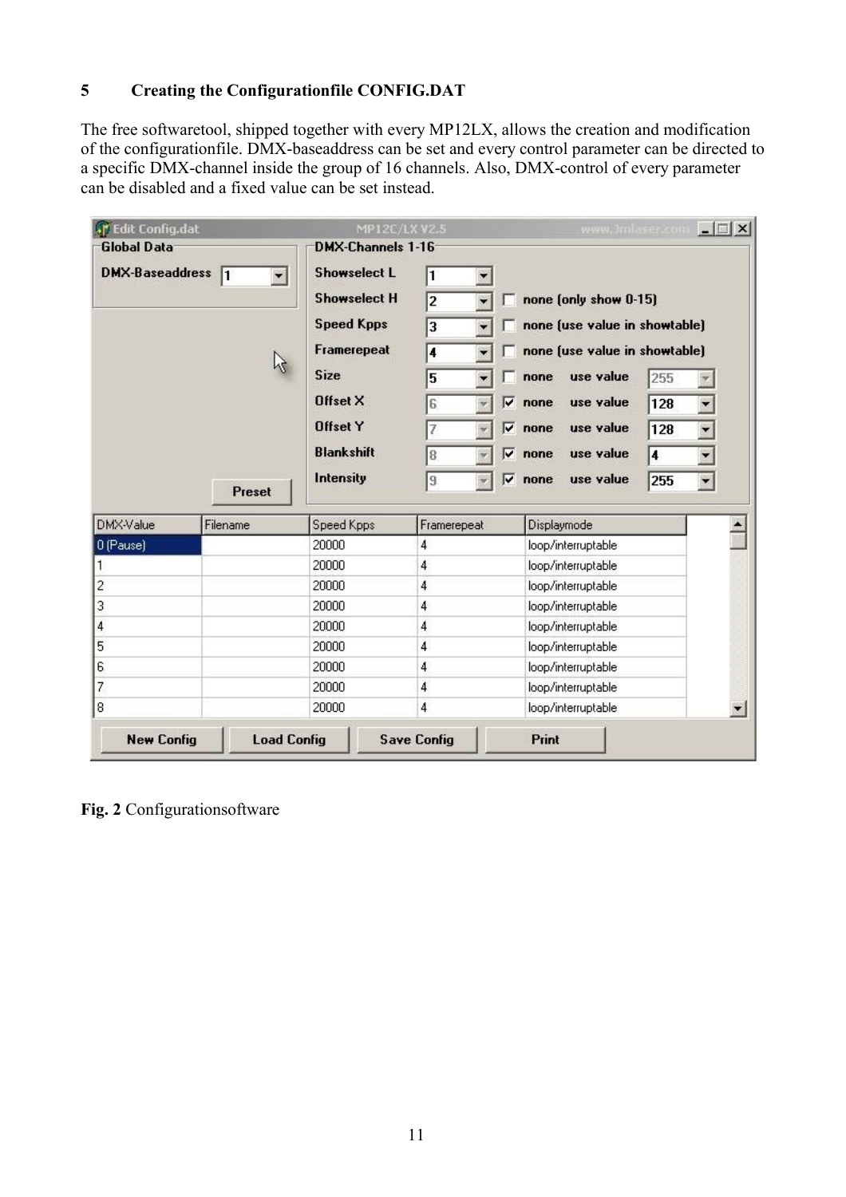## 5 Creating the Configurationfile CONFIG.DAT

The free softwaretool, shipped together with every MP12LX, allows the creation and modification of the configurationfile. DMX-baseaddress can be set and every control parameter can be directed to a specific DMX-channel inside the group of 16 channels. Also, DMX-control of every parameter can be disabled and a fixed value can be set instead.

**Fig. 2** Configurationsoftware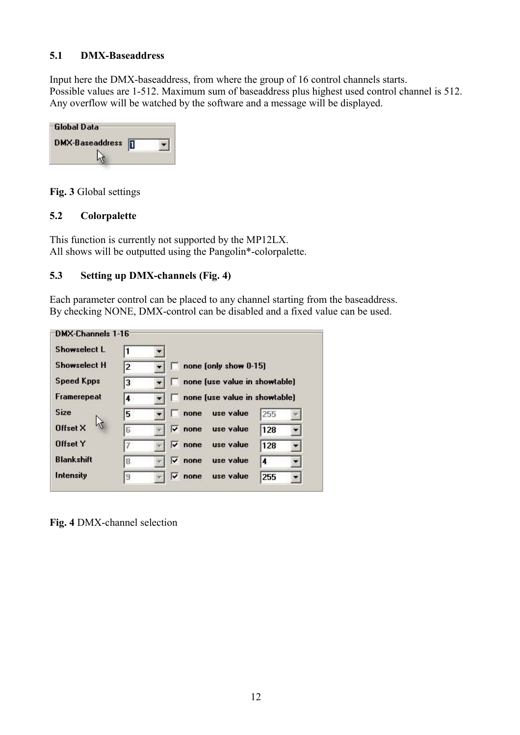### 5.1 DMX-Baseaddress

Input here the DMX-baseaddress, from where the group of 16 control channels starts.
Possible values are 1-512. Maximum sum of baseaddress plus highest used control channel is 512.
Any overflow will be watched by the software and a message will be displayed.

**Fig. 3** Global settings

### 5.2 Colorpalette

This function is currently not supported by the MP12LX.
All shows will be outputted using the Pangolin*-colorpalette.

### 5.3 Setting up DMX-channels (Fig. 4)

Each parameter control can be placed to any channel starting from the baseaddress.
By checking NONE, DMX-control can be disabled and a fixed value can be used.

**Fig. 4** DMX-channel selection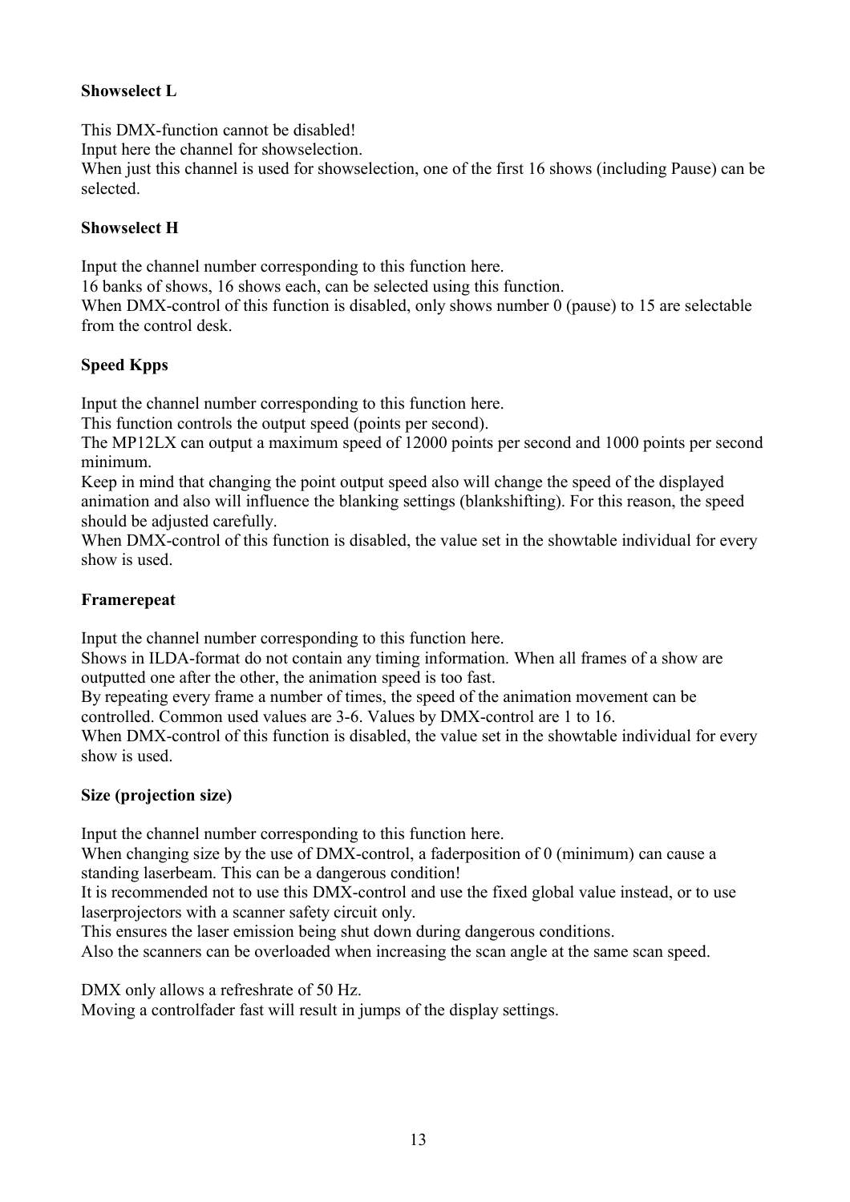**Showselect L**

This DMX-function cannot be disabled!
Input here the channel for showselection.
When just this channel is used for showselection, one of the first 16 shows (including Pause) can be selected.

**Showselect H**

Input the channel number corresponding to this function here.
16 banks of shows, 16 shows each, can be selected using this function.
When DMX-control of this function is disabled, only shows number 0 (pause) to 15 are selectable from the control desk.

**Speed Kpps**

Input the channel number corresponding to this function here.
This function controls the output speed (points per second).
The MP12LX can output a maximum speed of 12000 points per second and 1000 points per second minimum.
Keep in mind that changing the point output speed also will change the speed of the displayed animation and also will influence the blanking settings (blankshifting). For this reason, the speed should be adjusted carefully.
When DMX-control of this function is disabled, the value set in the showtable individual for every show is used.

**Framerepeat**

Input the channel number corresponding to this function here.
Shows in ILDA-format do not contain any timing information. When all frames of a show are outputted one after the other, the animation speed is too fast.
By repeating every frame a number of times, the speed of the animation movement can be controlled. Common used values are 3-6. Values by DMX-control are 1 to 16.
When DMX-control of this function is disabled, the value set in the showtable individual for every show is used.

**Size (projection size)**

Input the channel number corresponding to this function here.
When changing size by the use of DMX-control, a faderposition of 0 (minimum) can cause a standing laserbeam. This can be a dangerous condition!
It is recommended not to use this DMX-control and use the fixed global value instead, or to use laserprojectors with a scanner safety circuit only.
This ensures the laser emission being shut down during dangerous conditions.
Also the scanners can be overloaded when increasing the scan angle at the same scan speed.

DMX only allows a refreshrate of 50 Hz.
Moving a controlfader fast will result in jumps of the display settings.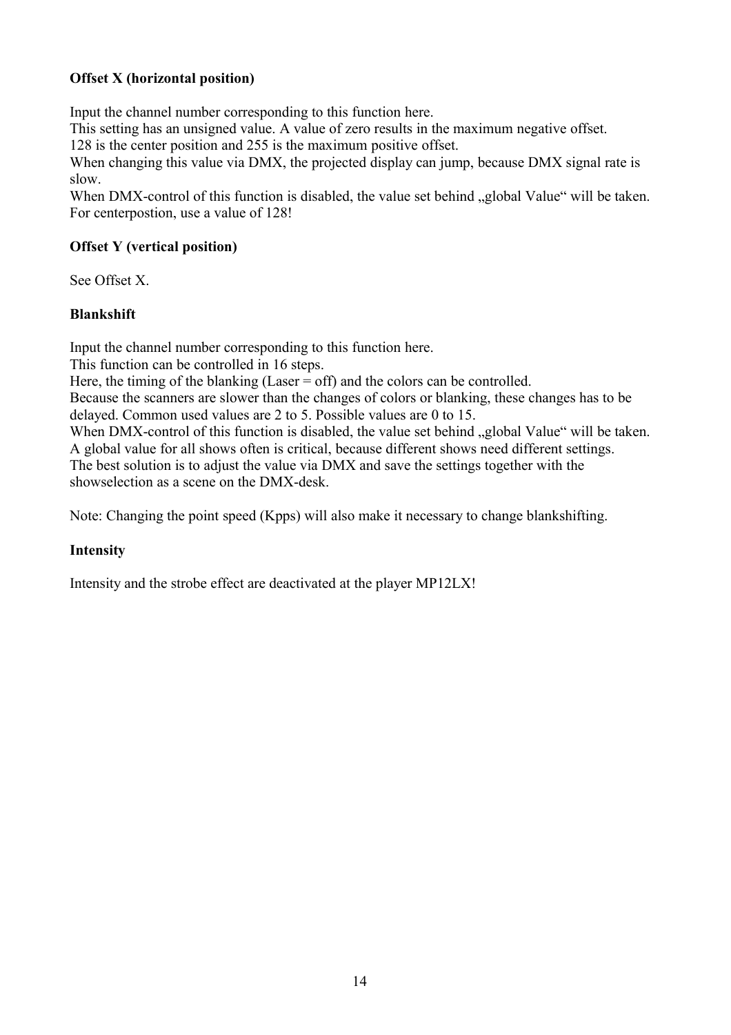**Offset X (horizontal position)**

Input the channel number corresponding to this function here.
This setting has an unsigned value. A value of zero results in the maximum negative offset.
128 is the center position and 255 is the maximum positive offset.
When changing this value via DMX, the projected display can jump, because DMX signal rate is slow.
When DMX-control of this function is disabled, the value set behind „global Value“ will be taken.
For centerpostion, use a value of 128!

**Offset Y (vertical position)**

See Offset X.

**Blankshift**

Input the channel number corresponding to this function here.
This function can be controlled in 16 steps.
Here, the timing of the blanking (Laser = off) and the colors can be controlled.
Because the scanners are slower than the changes of colors or blanking, these changes has to be delayed. Common used values are 2 to 5. Possible values are 0 to 15.
When DMX-control of this function is disabled, the value set behind „global Value“ will be taken.
A global value for all shows often is critical, because different shows need different settings.
The best solution is to adjust the value via DMX and save the settings together with the showselection as a scene on the DMX-desk.

Note: Changing the point speed (Kpps) will also make it necessary to change blankshifting.

**Intensity**

Intensity and the strobe effect are deactivated at the player MP12LX!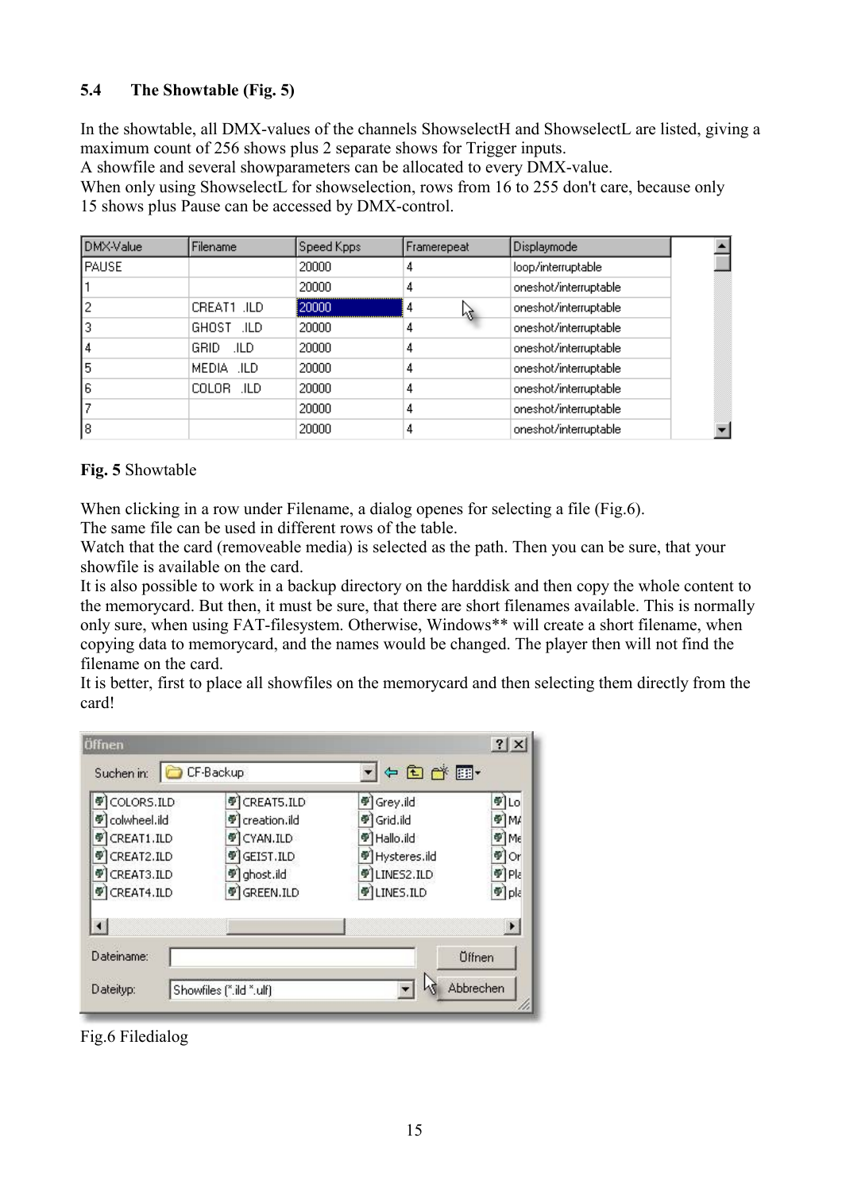### 5.4 The Showtable (Fig. 5)

In the showtable, all DMX-values of the channels ShowselectH and ShowselectL are listed, giving a maximum count of 256 shows plus 2 separate shows for Trigger inputs.
A showfile and several showparameters can be allocated to every DMX-value.
When only using ShowselectL for showselection, rows from 16 to 255 don't care, because only 15 shows plus Pause can be accessed by DMX-control.

| DMX-Value | Filename | Speed Kpps | Framerepeat | Displaymode |
|---|---|---|---|---|
| PAUSE | | 20000 | 4 | loop/interruptable |
| 1 | | 20000 | 4 | oneshot/interruptable |
| 2 | CREAT1 .ILD | 20000 | 4 | oneshot/interruptable |
| 3 | GHOST .ILD | 20000 | 4 | oneshot/interruptable |
| 4 | GRID .ILD | 20000 | 4 | oneshot/interruptable |
| 5 | MEDIA .ILD | 20000 | 4 | oneshot/interruptable |
| 6 | COLOR .ILD | 20000 | 4 | oneshot/interruptable |
| 7 | | 20000 | 4 | oneshot/interruptable |
| 8 | | 20000 | 4 | oneshot/interruptable |

**Fig. 5** Showtable

When clicking in a row under Filename, a dialog openes for selecting a file (Fig.6).
The same file can be used in different rows of the table.
Watch that the card (removeable media) is selected as the path. Then you can be sure, that your showfile is available on the card.
It is also possible to work in a backup directory on the harddisk and then copy the whole content to the memorycard. But then, it must be sure, that there are short filenames available. This is normally only sure, when using FAT-filesystem. Otherwise, Windows** will create a short filename, when copying data to memorycard, and the names would be changed. The player then will not find the filename on the card.
It is better, first to place all showfiles on the memorycard and then selecting them directly from the card!

Öffnen

Suchen in: CF-Backup

| | | | |
|---|---|---|---|
| COLORS.ILD | CREAT5.ILD | Grey.ild | Lo |
| colwheel.ild | creation.ild | Grid.ild | MA |
| CREAT1.ILD | CYAN.ILD | Hallo.ild | Me |
| CREAT2.ILD | GEIST.ILD | Hysteres.ild | Or |
| CREAT3.ILD | ghost.ild | LINES2.ILD | Pla |
| CREAT4.ILD | GREEN.ILD | LINES.ILD | pla |

Dateiname: [Öffnen]

Dateityp: Showfiles (*.ild *.ulf) [Abbrechen]

Fig.6 Filedialog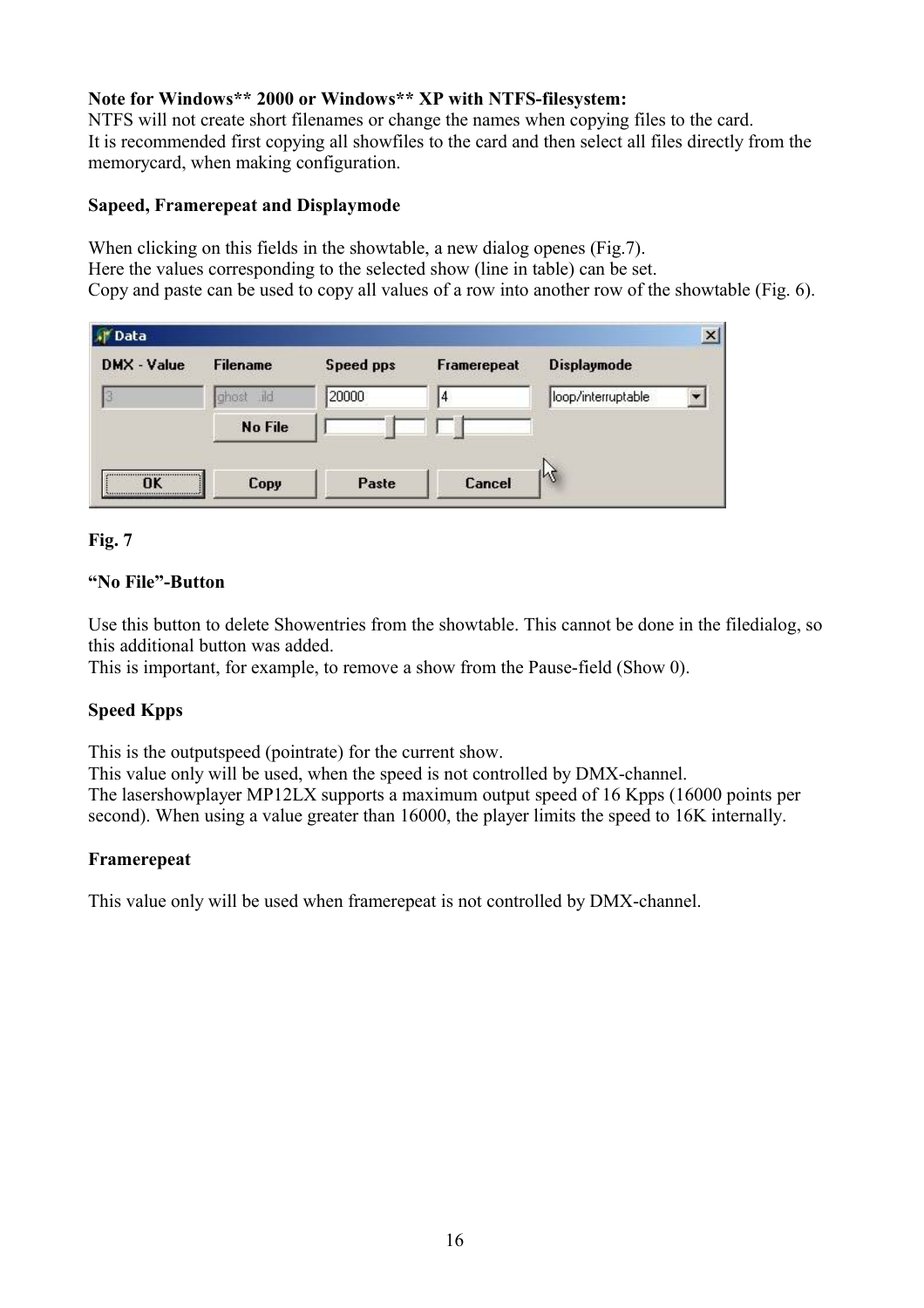**Note for Windows** 2000 or Windows** XP with NTFS-filesystem:**

NTFS will not create short filenames or change the names when copying files to the card.
It is recommended first copying all showfiles to the card and then select all files directly from the memorycard, when making configuration.

**Sapeed, Framerepeat and Displaymode**

When clicking on this fields in the showtable, a new dialog openes (Fig.7).
Here the values corresponding to the selected show (line in table) can be set.
Copy and paste can be used to copy all values of a row into another row of the showtable (Fig. 6).

**Fig. 7**

**"No File"-Button**

Use this button to delete Showentries from the showtable. This cannot be done in the filedialog, so this additional button was added.
This is important, for example, to remove a show from the Pause-field (Show 0).

**Speed Kpps**

This is the outputspeed (pointrate) for the current show.
This value only will be used, when the speed is not controlled by DMX-channel.
The lasershowplayer MP12LX supports a maximum output speed of 16 Kpps (16000 points per second). When using a value greater than 16000, the player limits the speed to 16K internally.

**Framerepeat**

This value only will be used when framerepeat is not controlled by DMX-channel.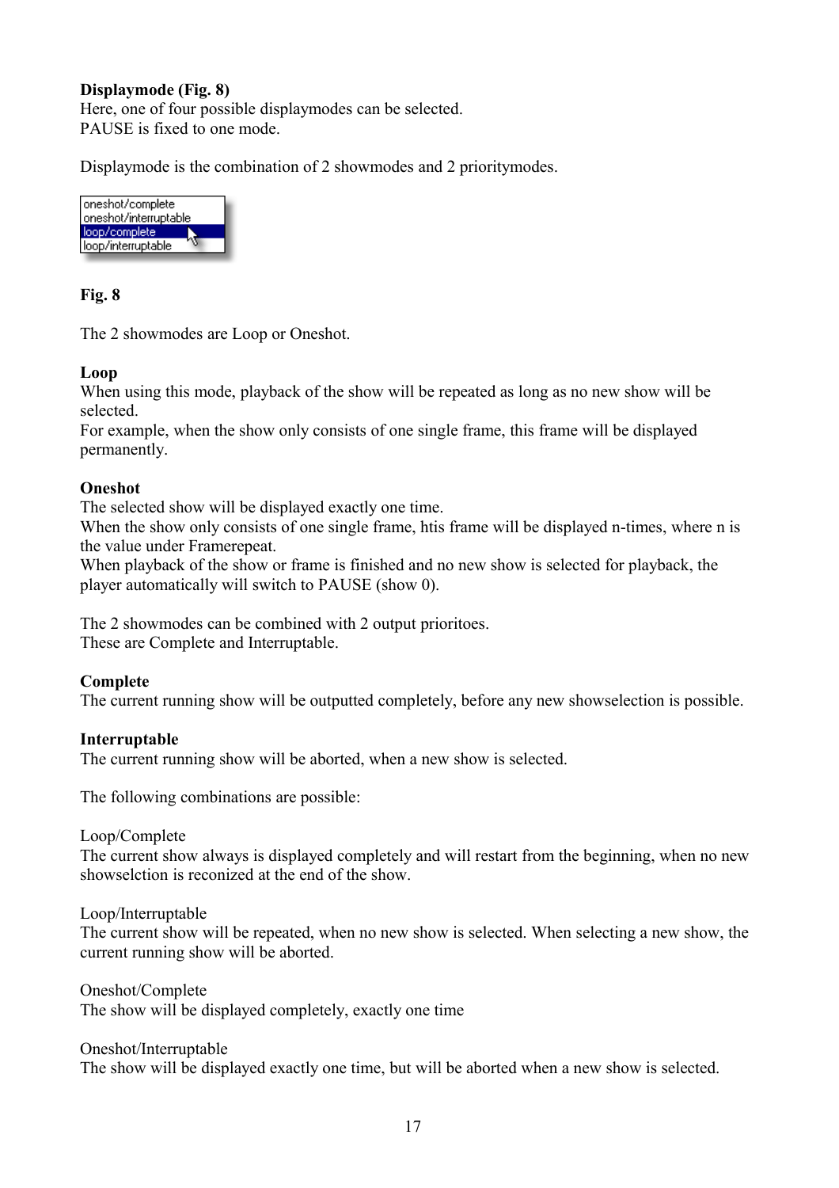**Displaymode (Fig. 8)**
Here, one of four possible displaymodes can be selected.
PAUSE is fixed to one mode.

Displaymode is the combination of 2 showmodes and 2 prioritymodes.

**Fig. 8**

The 2 showmodes are Loop or Oneshot.

**Loop**
When using this mode, playback of the show will be repeated as long as no new show will be selected.
For example, when the show only consists of one single frame, this frame will be displayed permanently.

**Oneshot**
The selected show will be displayed exactly one time.
When the show only consists of one single frame, htis frame will be displayed n-times, where n is the value under Framerepeat.
When playback of the show or frame is finished and no new show is selected for playback, the player automatically will switch to PAUSE (show 0).

The 2 showmodes can be combined with 2 output prioritoes.
These are Complete and Interruptable.

**Complete**
The current running show will be outputted completely, before any new showselection is possible.

**Interruptable**
The current running show will be aborted, when a new show is selected.

The following combinations are possible:

Loop/Complete
The current show always is displayed completely and will restart from the beginning, when no new showselction is reconized at the end of the show.

Loop/Interruptable
The current show will be repeated, when no new show is selected. When selecting a new show, the current running show will be aborted.

Oneshot/Complete
The show will be displayed completely, exactly one time

Oneshot/Interruptable
The show will be displayed exactly one time, but will be aborted when a new show is selected.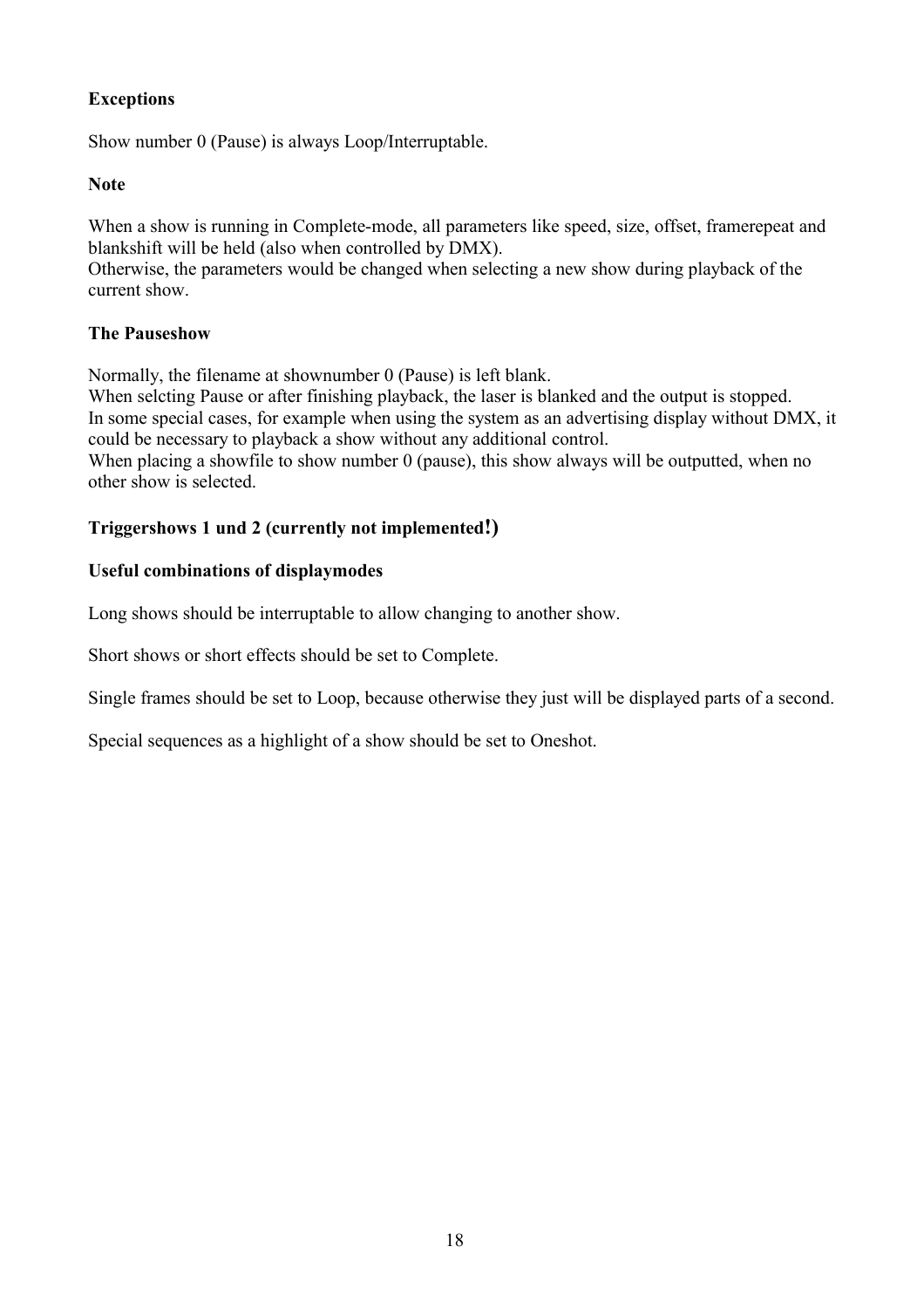**Exceptions**

Show number 0 (Pause) is always Loop/Interruptable.

**Note**

When a show is running in Complete-mode, all parameters like speed, size, offset, framerepeat and blankshift will be held (also when controlled by DMX).
Otherwise, the parameters would be changed when selecting a new show during playback of the current show.

**The Pauseshow**

Normally, the filename at shownumber 0 (Pause) is left blank.
When selcting Pause or after finishing playback, the laser is blanked and the output is stopped.
In some special cases, for example when using the system as an advertising display without DMX, it could be necessary to playback a show without any additional control.
When placing a showfile to show number 0 (pause), this show always will be outputted, when no other show is selected.

**Triggershows 1 und 2 (currently not implemented!)**

**Useful combinations of displaymodes**

Long shows should be interruptable to allow changing to another show.

Short shows or short effects should be set to Complete.

Single frames should be set to Loop, because otherwise they just will be displayed parts of a second.

Special sequences as a highlight of a show should be set to Oneshot.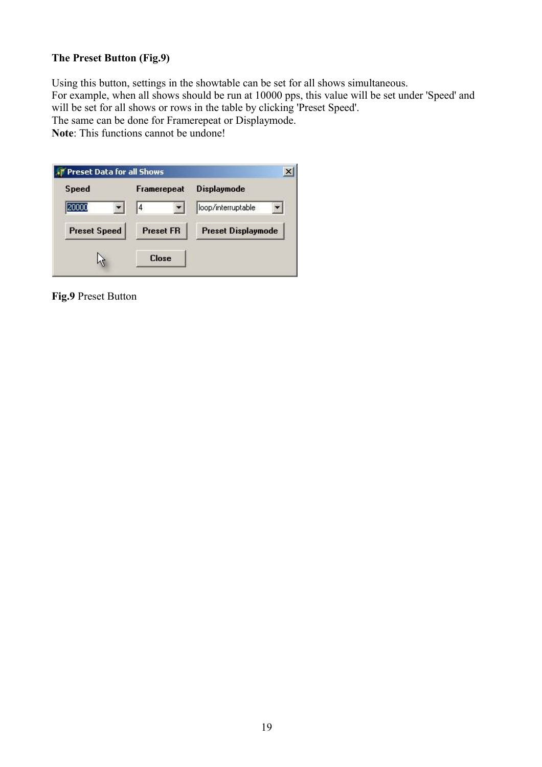**The Preset Button (Fig.9)**

Using this button, settings in the showtable can be set for all shows simultaneous.
For example, when all shows should be run at 10000 pps, this value will be set under 'Speed' and will be set for all shows or rows in the table by clicking 'Preset Speed'.
The same can be done for Framerepeat or Displaymode.
**Note**: This functions cannot be undone!

**Fig.9** Preset Button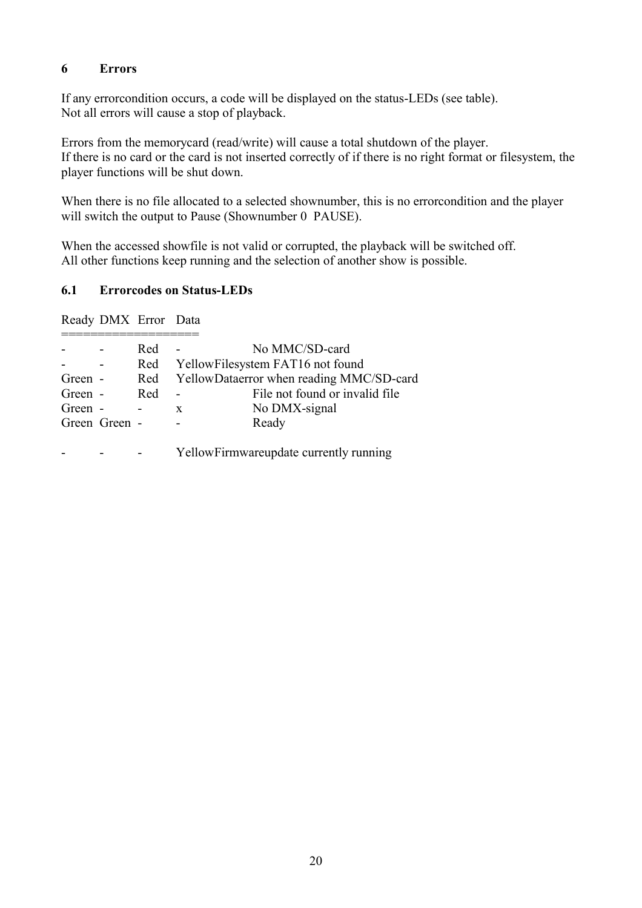## 6 Errors

If any errorcondition occurs, a code will be displayed on the status-LEDs (see table).
Not all errors will cause a stop of playback.

Errors from the memorycard (read/write) will cause a total shutdown of the player.
If there is no card or the card is not inserted correctly of if there is no right format or filesystem, the player functions will be shut down.

When there is no file allocated to a selected shownumber, this is no errorcondition and the player will switch the output to Pause (Shownumber 0 PAUSE).

When the accessed showfile is not valid or corrupted, the playback will be switched off.
All other functions keep running and the selection of another show is possible.

### 6.1 Errorcodes on Status-LEDs

| Ready | DMX | Error | Data | |
|---|---|---|---|---|
| - | - | Red | - | No MMC/SD-card |
| - | - | Red | Yellow | Filesystem FAT16 not found |
| Green | - | Red | Yellow | Dataerror when reading MMC/SD-card |
| Green | - | Red | - | File not found or invalid file |
| Green | - | - | x | No DMX-signal |
| Green | Green | - | - | Ready |
| | | | | |
| - | - | - | Yellow | Firmwareupdate currently running |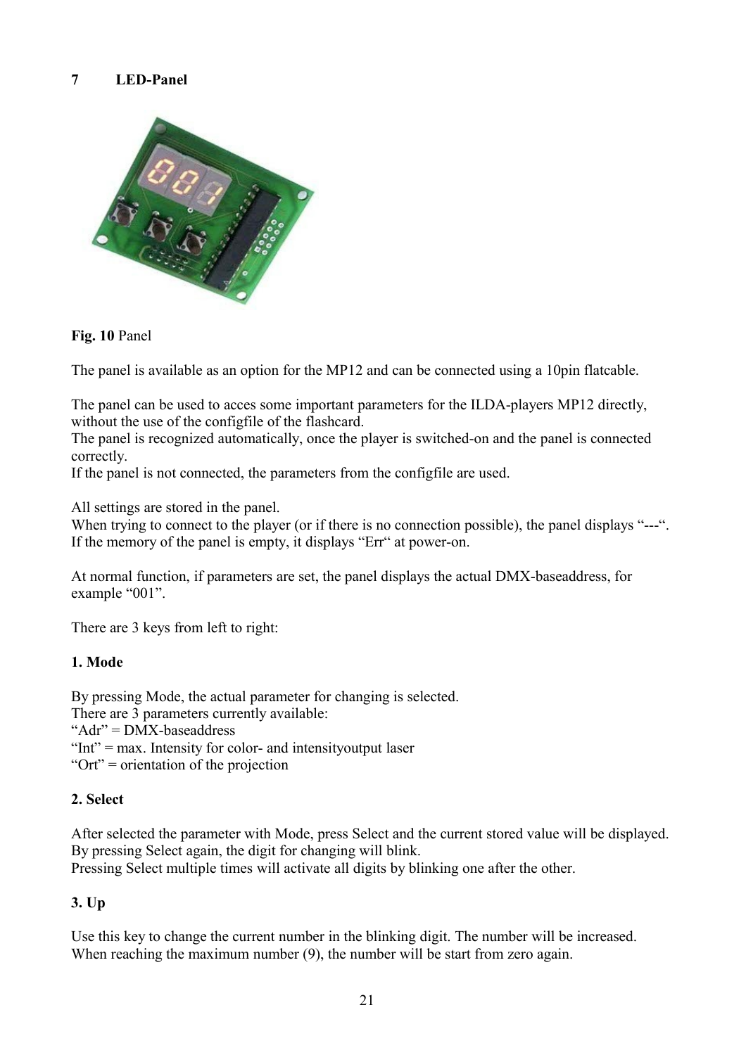## 7 LED-Panel

**Fig. 10** Panel

The panel is available as an option for the MP12 and can be connected using a 10pin flatcable.

The panel can be used to acces some important parameters for the ILDA-players MP12 directly, without the use of the configfile of the flashcard.
The panel is recognized automatically, once the player is switched-on and the panel is connected correctly.
If the panel is not connected, the parameters from the configfile are used.

All settings are stored in the panel.
When trying to connect to the player (or if there is no connection possible), the panel displays "---".
If the memory of the panel is empty, it displays "Err" at power-on.

At normal function, if parameters are set, the panel displays the actual DMX-baseaddress, for example "001".

There are 3 keys from left to right:

**1. Mode**

By pressing Mode, the actual parameter for changing is selected.
There are 3 parameters currently available:
"Adr" = DMX-baseaddress
"Int" = max. Intensity for color- and intensityoutput laser
"Ort" = orientation of the projection

**2. Select**

After selected the parameter with Mode, press Select and the current stored value will be displayed.
By pressing Select again, the digit for changing will blink.
Pressing Select multiple times will activate all digits by blinking one after the other.

**3. Up**

Use this key to change the current number in the blinking digit. The number will be increased.
When reaching the maximum number (9), the number will be start from zero again.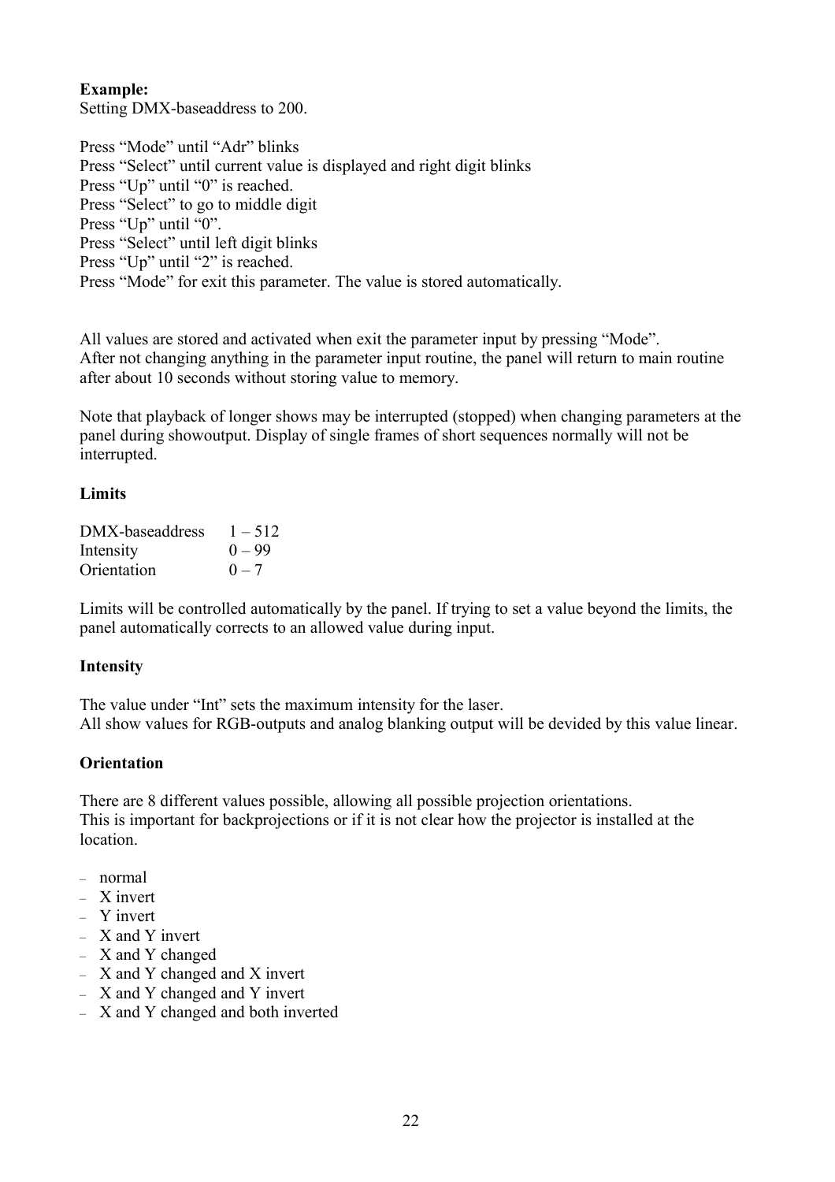**Example:**
Setting DMX-baseaddress to 200.

Press “Mode” until “Adr” blinks
Press “Select” until current value is displayed and right digit blinks
Press “Up” until “0” is reached.
Press “Select” to go to middle digit
Press “Up” until “0”.
Press “Select” until left digit blinks
Press “Up” until “2” is reached.
Press “Mode” for exit this parameter. The value is stored automatically.

All values are stored and activated when exit the parameter input by pressing “Mode”.
After not changing anything in the parameter input routine, the panel will return to main routine after about 10 seconds without storing value to memory.

Note that playback of longer shows may be interrupted (stopped) when changing parameters at the panel during showoutput. Display of single frames of short sequences normally will not be interrupted.

**Limits**

| | |
|---|---|
| DMX-baseaddress | 1 – 512 |
| Intensity | 0 – 99 |
| Orientation | 0 – 7 |

Limits will be controlled automatically by the panel. If trying to set a value beyond the limits, the panel automatically corrects to an allowed value during input.

**Intensity**

The value under “Int” sets the maximum intensity for the laser.
All show values for RGB-outputs and analog blanking output will be devided by this value linear.

**Orientation**

There are 8 different values possible, allowing all possible projection orientations.
This is important for backprojections or if it is not clear how the projector is installed at the location.

- normal
- X invert
- Y invert
- X and Y invert
- X and Y changed
- X and Y changed and X invert
- X and Y changed and Y invert
- X and Y changed and both inverted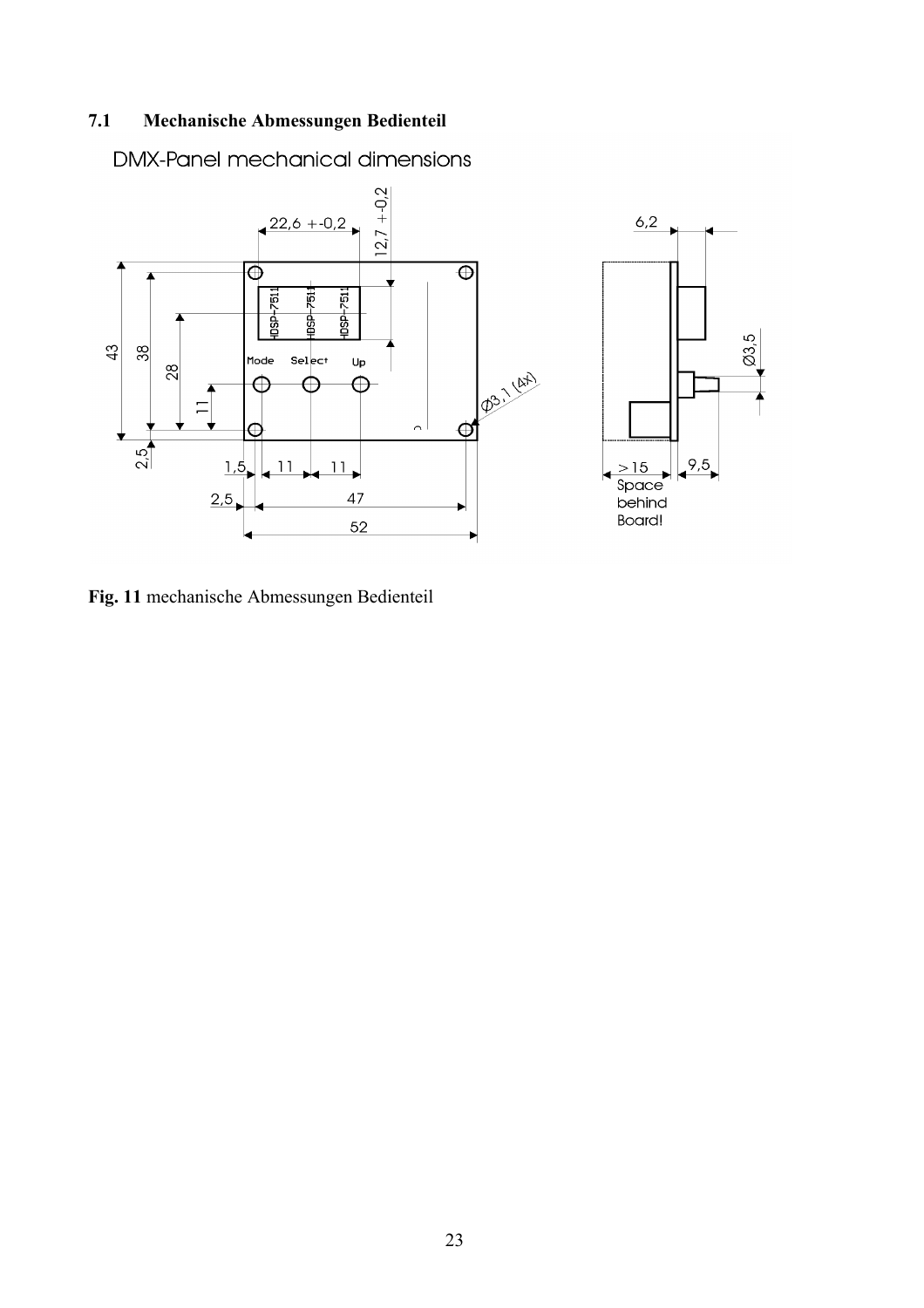### 7.1 Mechanische Abmessungen Bedienteil

DMX-Panel mechanical dimensions

22,6 +-0,2

12,7 +-0,2

6,2

HDSP-7511 HDSP-7511 HDSP-7511

43 38 28 11

Mode Select Up

Ø3,1 (4x)

Ø3,5

2,5

1,5 11 11

2,5 47

52

>15 Space behind Board!

9,5

**Fig. 11** mechanische Abmessungen Bedienteil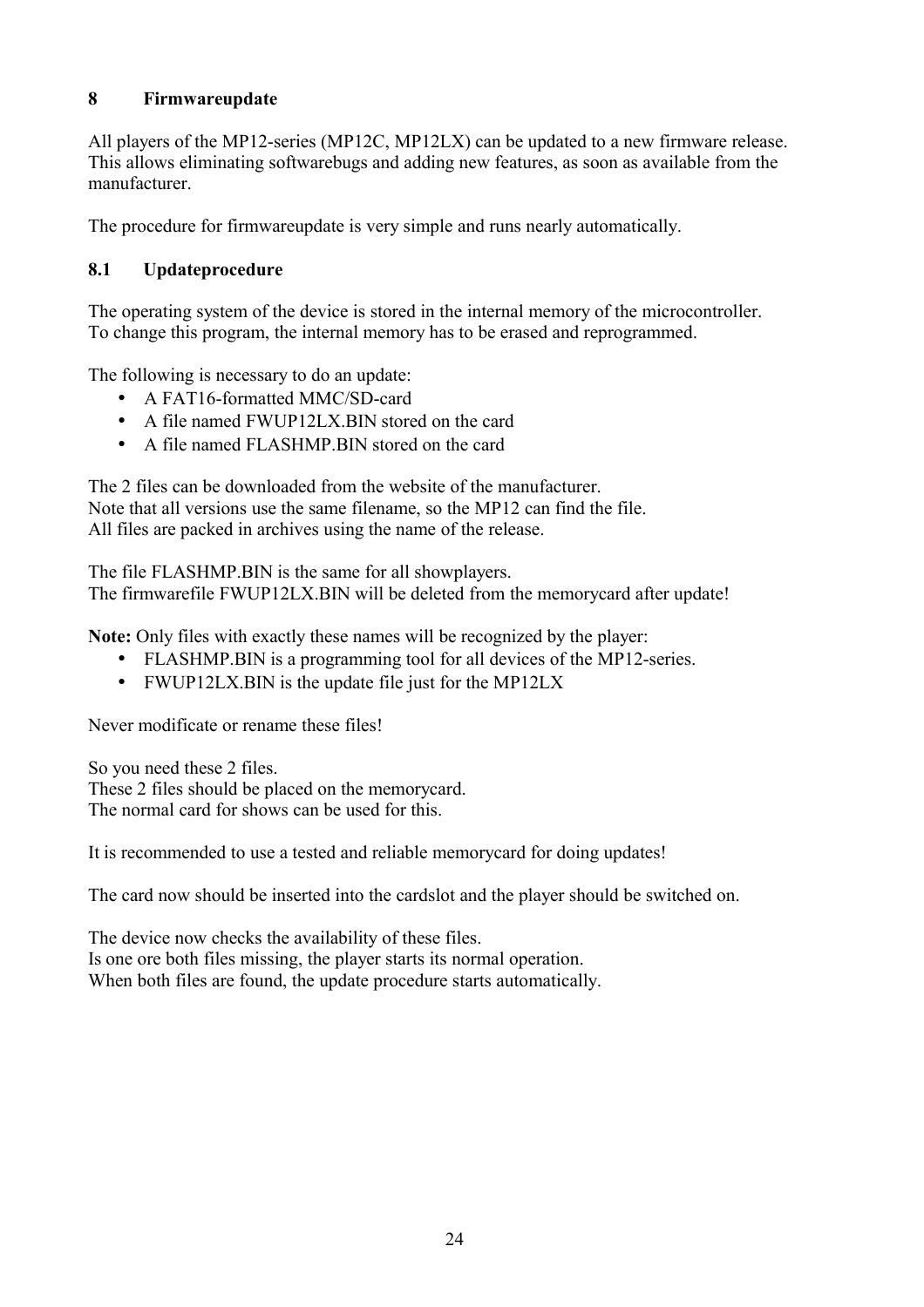# 8 Firmwareupdate

All players of the MP12-series (MP12C, MP12LX) can be updated to a new firmware release. This allows eliminating softwarebugs and adding new features, as soon as available from the manufacturer.

The procedure for firmwareupdate is very simple and runs nearly automatically.

## 8.1 Updateprocedure

The operating system of the device is stored in the internal memory of the microcontroller. To change this program, the internal memory has to be erased and reprogrammed.

The following is necessary to do an update:

- A FAT16-formatted MMC/SD-card
- A file named FWUP12LX.BIN stored on the card
- A file named FLASHMP.BIN stored on the card

The 2 files can be downloaded from the website of the manufacturer.
Note that all versions use the same filename, so the MP12 can find the file.
All files are packed in archives using the name of the release.

The file FLASHMP.BIN is the same for all showplayers.
The firmwarefile FWUP12LX.BIN will be deleted from the memorycard after update!

**Note:** Only files with exactly these names will be recognized by the player:

- FLASHMP.BIN is a programming tool for all devices of the MP12-series.
- FWUP12LX.BIN is the update file just for the MP12LX

Never modificate or rename these files!

So you need these 2 files.
These 2 files should be placed on the memorycard.
The normal card for shows can be used for this.

It is recommended to use a tested and reliable memorycard for doing updates!

The card now should be inserted into the cardslot and the player should be switched on.

The device now checks the availability of these files.
Is one ore both files missing, the player starts its normal operation.
When both files are found, the update procedure starts automatically.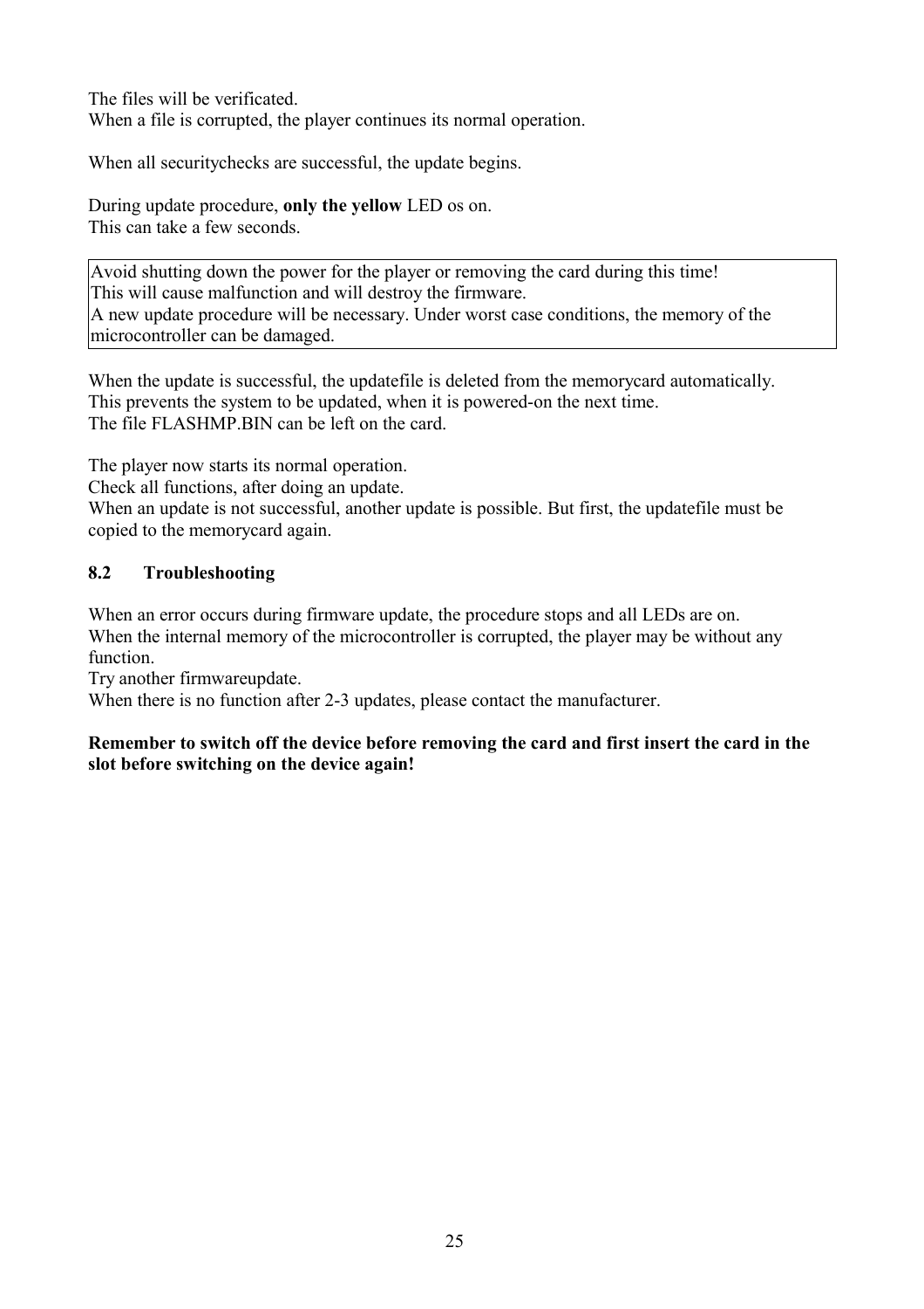The files will be verificated.
When a file is corrupted, the player continues its normal operation.

When all securitychecks are successful, the update begins.

During update procedure, **only the yellow** LED os on.
This can take a few seconds.

| Avoid shutting down the power for the player or removing the card during this time!<br>This will cause malfunction and will destroy the firmware.<br>A new update procedure will be necessary. Under worst case conditions, the memory of the microcontroller can be damaged. |
|---|

When the update is successful, the updatefile is deleted from the memorycard automatically.
This prevents the system to be updated, when it is powered-on the next time.
The file FLASHMP.BIN can be left on the card.

The player now starts its normal operation.
Check all functions, after doing an update.
When an update is not successful, another update is possible. But first, the updatefile must be copied to the memorycard again.

### 8.2 Troubleshooting

When an error occurs during firmware update, the procedure stops and all LEDs are on.
When the internal memory of the microcontroller is corrupted, the player may be without any function.
Try another firmwareupdate.
When there is no function after 2-3 updates, please contact the manufacturer.

**Remember to switch off the device before removing the card and first insert the card in the slot before switching on the device again!**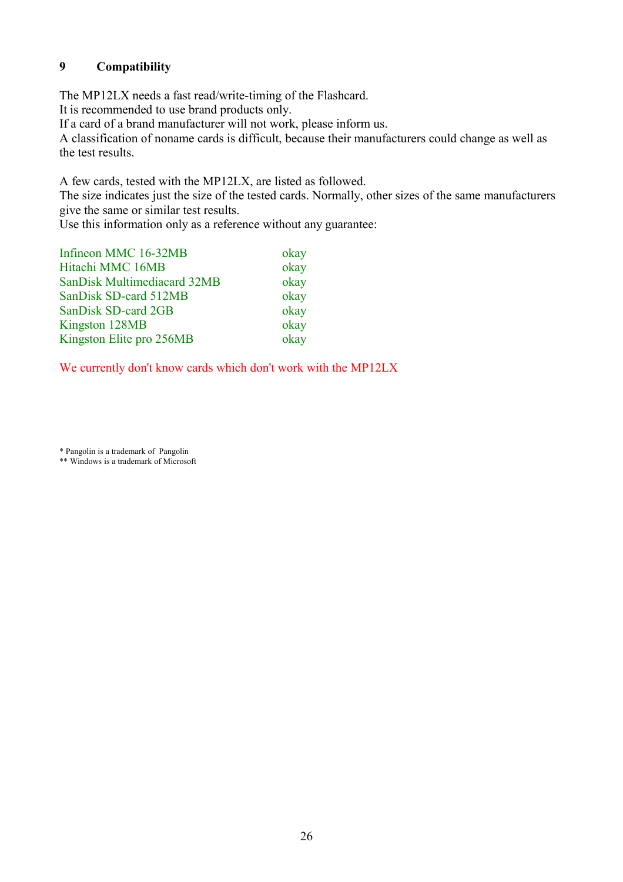## 9 Compatibility

The MP12LX needs a fast read/write-timing of the Flashcard.
It is recommended to use brand products only.
If a card of a brand manufacturer will not work, please inform us.
A classification of noname cards is difficult, because their manufacturers could change as well as the test results.

A few cards, tested with the MP12LX, are listed as followed.
The size indicates just the size of the tested cards. Normally, other sizes of the same manufacturers give the same or similar test results.
Use this information only as a reference without any guarantee:

| | |
|---|---|
| Infineon MMC 16-32MB | okay |
| Hitachi MMC 16MB | okay |
| SanDisk Multimediacard 32MB | okay |
| SanDisk SD-card 512MB | okay |
| SanDisk SD-card 2GB | okay |
| Kingston 128MB | okay |
| Kingston Elite pro 256MB | okay |

We currently don't know cards which don't work with the MP12LX

* Pangolin is a trademark of Pangolin
** Windows is a trademark of Microsoft